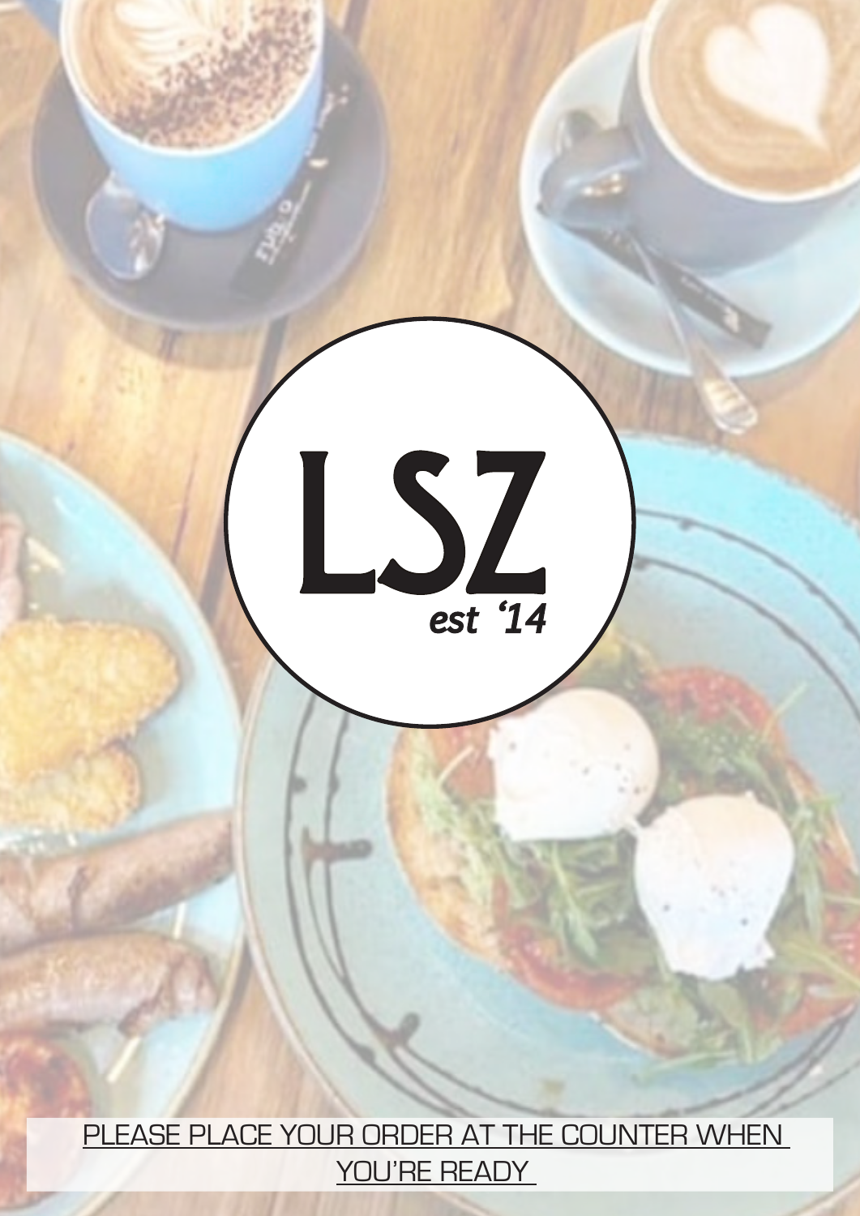# LSZ

*est '14*

PLEASE PLACE YOUR ORDER AT THE COUNTER WHEN YOU'RE READY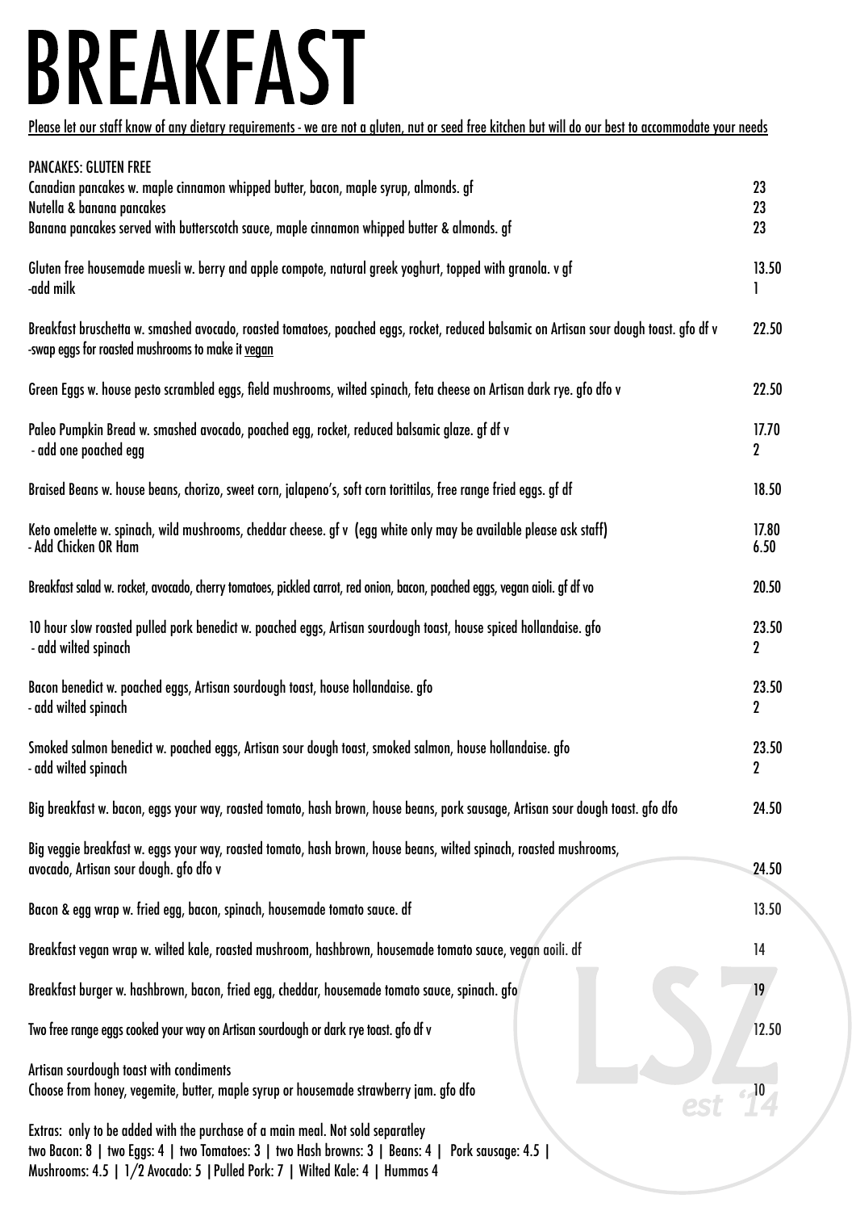# BREAKFAST

Please let our staff know of any dietary requirements - we are not a gluten, nut or seed free kitchen but will do our best to accommodate your needs

PANCAKES: GLUTEN FREE

| Item | Price |
|---|---|
| Canadian pancakes w. maple cinnamon whipped butter, bacon, maple syrup, almonds. gf | 23 |
| Nutella & banana pancakes | 23 |
| Banana pancakes served with butterscotch sauce, maple cinnamon whipped butter & almonds. gf | 23 |
| Gluten free housemade muesli w. berry and apple compote, natural greek yoghurt, topped with granola. v gf | 13.50 |
| -add milk | 1 |
| Breakfast bruschetta w. smashed avocado, roasted tomatoes, poached eggs, rocket, reduced balsamic on Artisan sour dough toast. gfo df v | 22.50 |
| -swap eggs for roasted mushrooms to make it vegan | |
| Green Eggs w. house pesto scrambled eggs, field mushrooms, wilted spinach, feta cheese on Artisan dark rye. gfo dfo v | 22.50 |
| Paleo Pumpkin Bread w. smashed avocado, poached egg, rocket, reduced balsamic glaze. gf df v | 17.70 |
| - add one poached egg | 2 |
| Braised Beans w. house beans, chorizo, sweet corn, jalapeno's, soft corn torittilas, free range fried eggs. gf df | 18.50 |
| Keto omelette w. spinach, wild mushrooms, cheddar cheese. gf v (egg white only may be available please ask staff) | 17.80 |
| - Add Chicken OR Ham | 6.50 |
| Breakfast salad w. rocket, avocado, cherry tomatoes, pickled carrot, red onion, bacon, poached eggs, vegan aioli. gf df vo | 20.50 |
| 10 hour slow roasted pulled pork benedict w. poached eggs, Artisan sourdough toast, house spiced hollandaise. gfo | 23.50 |
| - add wilted spinach | 2 |
| Bacon benedict w. poached eggs, Artisan sourdough toast, house hollandaise. gfo | 23.50 |
| - add wilted spinach | 2 |
| Smoked salmon benedict w. poached eggs, Artisan sour dough toast, smoked salmon, house hollandaise. gfo | 23.50 |
| - add wilted spinach | 2 |
| Big breakfast w. bacon, eggs your way, roasted tomato, hash brown, house beans, pork sausage, Artisan sour dough toast. gfo dfo | 24.50 |
| Big veggie breakfast w. eggs your way, roasted tomato, hash brown, house beans, wilted spinach, roasted mushrooms, avocado, Artisan sour dough. gfo dfo v | 24.50 |
| Bacon & egg wrap w. fried egg, bacon, spinach, housemade tomato sauce. df | 13.50 |
| Breakfast vegan wrap w. wilted kale, roasted mushroom, hashbrown, housemade tomato sauce, vegan aoili. df | 14 |
| Breakfast burger w. hashbrown, bacon, fried egg, cheddar, housemade tomato sauce, spinach. gfo | 19 |
| Two free range eggs cooked your way on Artisan sourdough or dark rye toast. gfo df v | 12.50 |
| Artisan sourdough toast with condiments<br>Choose from honey, vegemite, butter, maple syrup or housemade strawberry jam. gfo dfo | 10 |

Extras: only to be added with the purchase of a main meal. Not sold separatley

two Bacon: 8 | two Eggs: 4 | two Tomatoes: 3 | two Hash browns: 3 | Beans: 4 | Pork sausage: 4.5 | Mushrooms: 4.5 | 1/2 Avocado: 5 | Pulled Pork: 7 | Wilted Kale: 4 | Hummas 4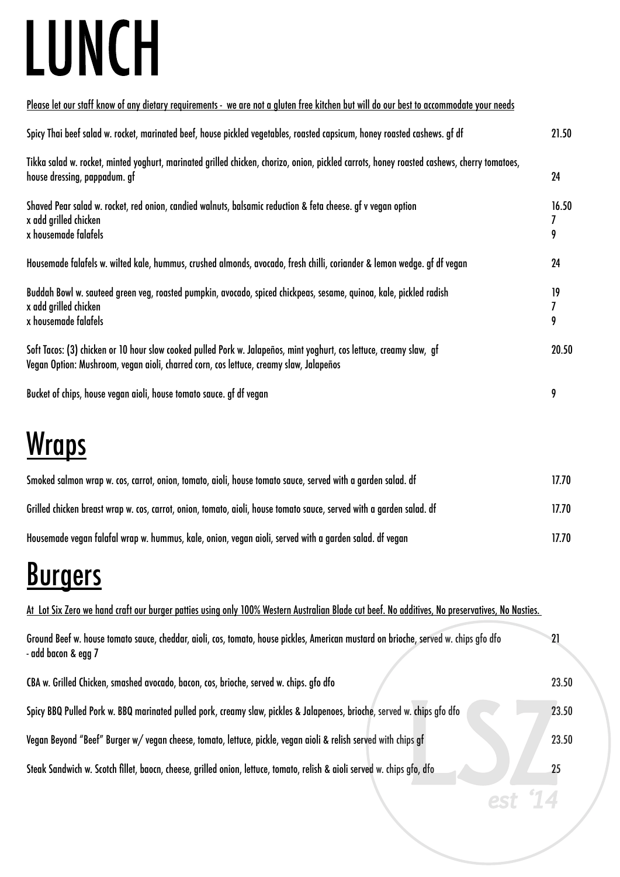# LUNCH

Please let our staff know of any dietary requirements - we are not a gluten free kitchen but will do our best to accommodate your needs

| Item | Price |
|---|---|
| Spicy Thai beef salad w. rocket, marinated beef, house pickled vegetables, roasted capsicum, honey roasted cashews. gf df | 21.50 |
| Tikka salad w. rocket, minted yoghurt, marinated grilled chicken, chorizo, onion, pickled carrots, honey roasted cashews, cherry tomatoes, house dressing, pappadum. gf | 24 |
| Shaved Pear salad w. rocket, red onion, candied walnuts, balsamic reduction & feta cheese. gf v vegan option | 16.50 |
| x add grilled chicken | 7 |
| x housemade falafels | 9 |
| Housemade falafels w. wilted kale, hummus, crushed almonds, avocado, fresh chilli, coriander & lemon wedge. gf df vegan | 24 |
| Buddah Bowl w. sauteed green veg, roasted pumpkin, avocado, spiced chickpeas, sesame, quinoa, kale, pickled radish | 19 |
| x add grilled chicken | 7 |
| x housemade falafels | 9 |
| Soft Tacos: (3) chicken or 10 hour slow cooked pulled Pork w. Jalapeños, mint yoghurt, cos lettuce, creamy slaw, gf<br>Vegan Option: Mushroom, vegan aioli, charred corn, cos lettuce, creamy slaw, Jalapeños | 20.50 |
| Bucket of chips, house vegan aioli, house tomato sauce. gf df vegan | 9 |

## Wraps

| Item | Price |
|---|---|
| Smoked salmon wrap w. cos, carrot, onion, tomato, aioli, house tomato sauce, served with a garden salad. df | 17.70 |
| Grilled chicken breast wrap w. cos, carrot, onion, tomato, aioli, house tomato sauce, served with a garden salad. df | 17.70 |
| Housemade vegan falafal wrap w. hummus, kale, onion, vegan aioli, served with a garden salad. df vegan | 17.70 |

## Burgers

At Lot Six Zero we hand craft our burger patties using only 100% Western Australian Blade cut beef. No additives, No preservatives, No Nasties.

| Item | Price |
|---|---|
| Ground Beef w. house tomato sauce, cheddar, aioli, cos, tomato, house pickles, American mustard on brioche, served w. chips gfo dfo<br>- add bacon & egg 7 | 21 |
| CBA w. Grilled Chicken, smashed avocado, bacon, cos, brioche, served w. chips. gfo dfo | 23.50 |
| Spicy BBQ Pulled Pork w. BBQ marinated pulled pork, creamy slaw, pickles & Jalapenoes, brioche, served w. chips gfo dfo | 23.50 |
| Vegan Beyond "Beef" Burger w/ vegan cheese, tomato, lettuce, pickle, vegan aioli & relish served with chips gf | 23.50 |
| Steak Sandwich w. Scotch fillet, baocn, cheese, grilled onion, lettuce, tomato, relish & aioli served w. chips gfo, dfo | 25 |

LSZ est '14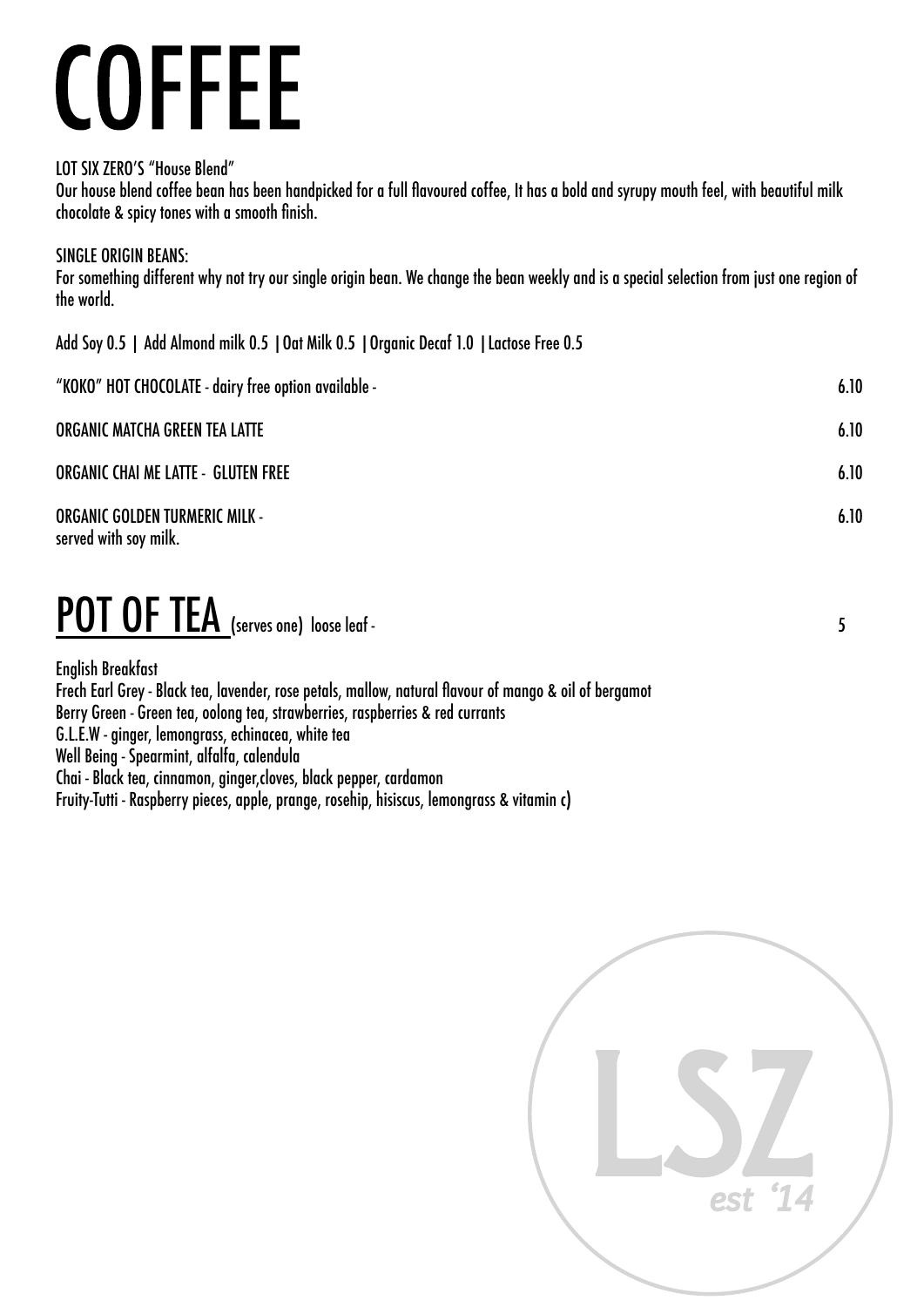# COFFEE

LOT SIX ZERO'S "House Blend"

Our house blend coffee bean has been handpicked for a full flavoured coffee, It has a bold and syrupy mouth feel, with beautiful milk chocolate & spicy tones with a smooth finish.

SINGLE ORIGIN BEANS:

For something different why not try our single origin bean. We change the bean weekly and is a special selection from just one region of the world.

Add Soy 0.5 | Add Almond milk 0.5 | Oat Milk 0.5 | Organic Decaf 1.0 | Lactose Free 0.5

| | |
|---|---|
| "KOKO" HOT CHOCOLATE - dairy free option available - | 6.10 |
| ORGANIC MATCHA GREEN TEA LATTE | 6.10 |
| ORGANIC CHAI ME LATTE - GLUTEN FREE | 6.10 |
| ORGANIC GOLDEN TURMERIC MILK - served with soy milk. | 6.10 |

# POT OF TEA (serves one) loose leaf - 5

English Breakfast
Frech Earl Grey - Black tea, lavender, rose petals, mallow, natural flavour of mango & oil of bergamot
Berry Green - Green tea, oolong tea, strawberries, raspberries & red currants
G.L.E.W - ginger, lemongrass, echinacea, white tea
Well Being - Spearmint, alfalfa, calendula
Chai - Black tea, cinnamon, ginger,cloves, black pepper, cardamon
Fruity-Tutti - Raspberry pieces, apple, prange, rosehip, hisiscus, lemongrass & vitamin c)

LSZ
est '14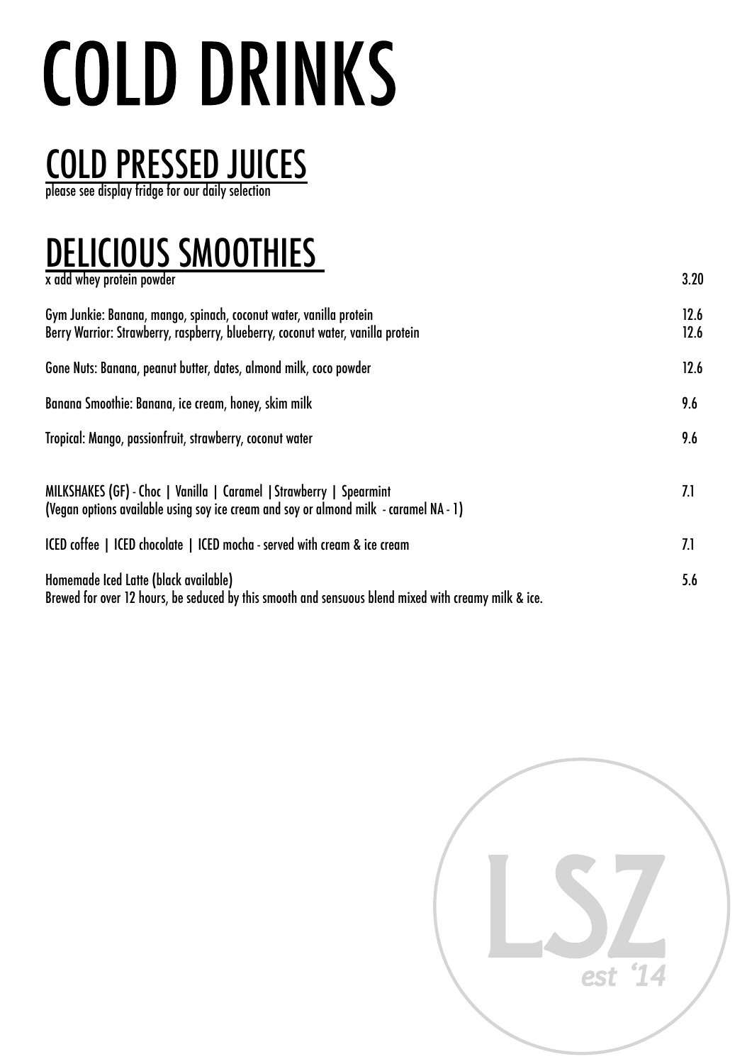# COLD DRINKS

## COLD PRESSED JUICES

please see display fridge for our daily selection

## DELICIOUS SMOOTHIES

| Item | Price |
|---|---|
| x add whey protein powder | 3.20 |
| Gym Junkie: Banana, mango, spinach, coconut water, vanilla protein | 12.6 |
| Berry Warrior: Strawberry, raspberry, blueberry, coconut water, vanilla protein | 12.6 |
| Gone Nuts: Banana, peanut butter, dates, almond milk, coco powder | 12.6 |
| Banana Smoothie: Banana, ice cream, honey, skim milk | 9.6 |
| Tropical: Mango, passionfruit, strawberry, coconut water | 9.6 |
| MILKSHAKES (GF) - Choc \| Vanilla \| Caramel \| Strawberry \| Spearmint (Vegan options available using soy ice cream and soy or almond milk - caramel NA - 1) | 7.1 |
| ICED coffee \| ICED chocolate \| ICED mocha - served with cream & ice cream | 7.1 |
| Homemade Iced Latte (black available) Brewed for over 12 hours, be seduced by this smooth and sensuous blend mixed with creamy milk & ice. | 5.6 |

LSZ est '14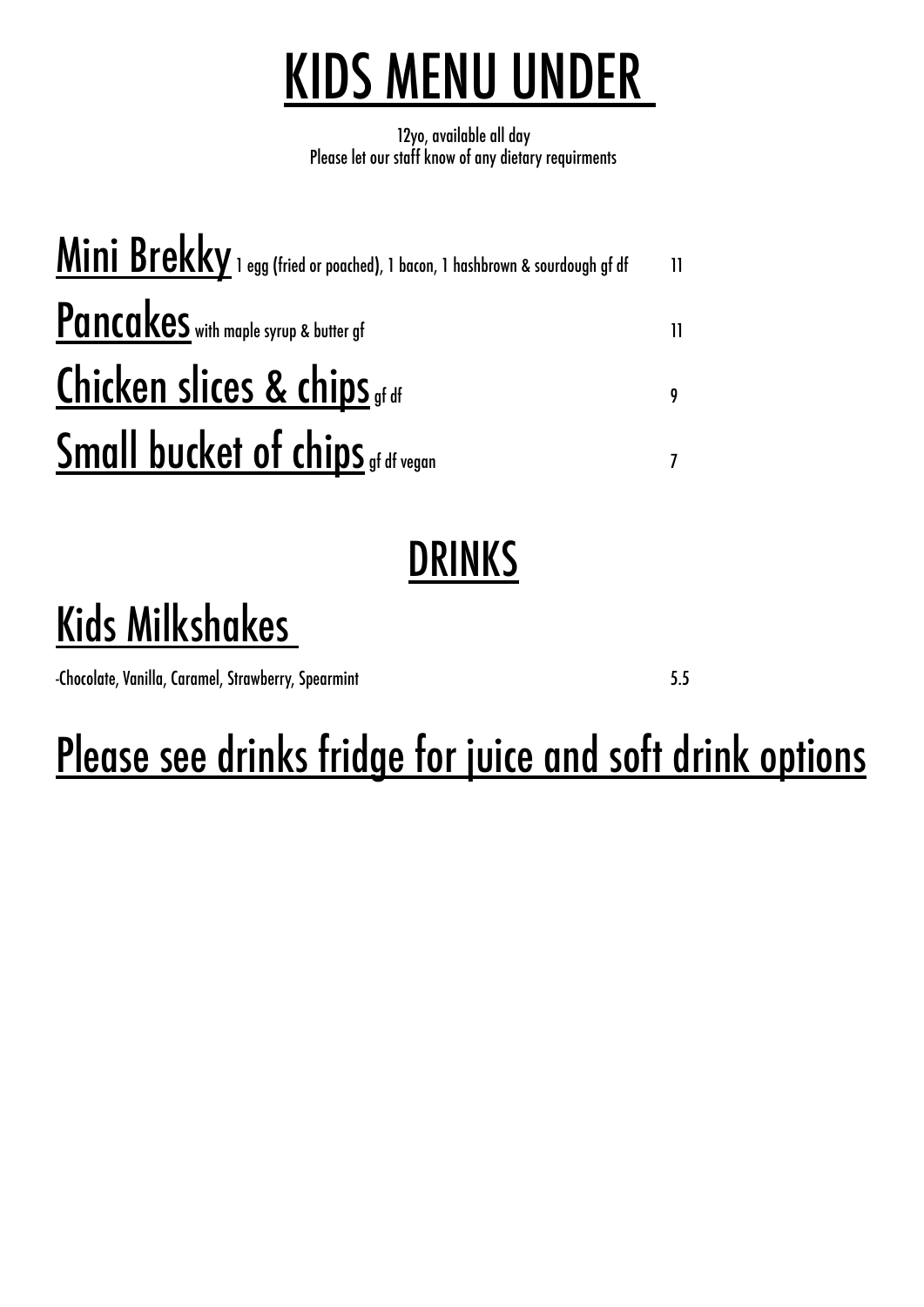# KIDS MENU UNDER

12yo, available all day
Please let our staff know of any dietary requirments

**Mini Brekky** 1 egg (fried or poached), 1 bacon, 1 hashbrown & sourdough gf df 11

**Pancakes** with maple syrup & butter gf 11

**Chicken slices & chips** gf df 9

**Small bucket of chips** gf df vegan 7

## DRINKS

## Kids Milkshakes

-Chocolate, Vanilla, Caramel, Strawberry, Spearmint 5.5

## Please see drinks fridge for juice and soft drink options